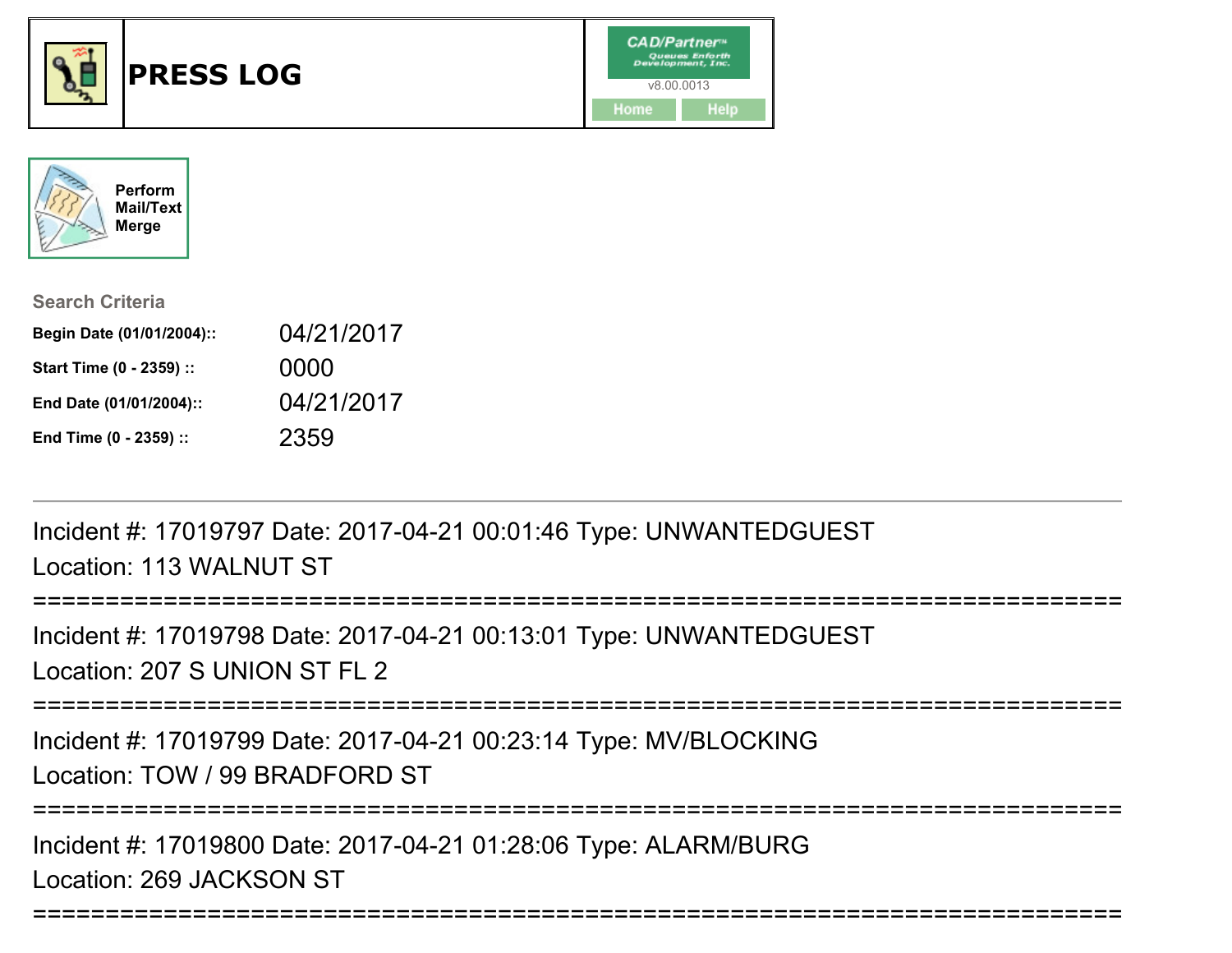# PRESS LOG

CAD/Partner™
Queues Enforth Development, Inc.
v8.00.0013

Home | Help

Perform Mail/Text Merge

**Search Criteria**

| | |
|---|---|
| **Begin Date (01/01/2004)::** | 04/21/2017 |
| **Start Time (0 - 2359) ::** | 0000 |
| **End Date (01/01/2004)::** | 04/21/2017 |
| **End Time (0 - 2359) ::** | 2359 |

---

Incident #: 17019797 Date: 2017-04-21 00:01:46 Type: UNWANTEDGUEST
Location: 113 WALNUT ST

===========================================================================

Incident #: 17019798 Date: 2017-04-21 00:13:01 Type: UNWANTEDGUEST
Location: 207 S UNION ST FL 2

===========================================================================

Incident #: 17019799 Date: 2017-04-21 00:23:14 Type: MV/BLOCKING
Location: TOW / 99 BRADFORD ST

===========================================================================

Incident #: 17019800 Date: 2017-04-21 01:28:06 Type: ALARM/BURG
Location: 269 JACKSON ST

===========================================================================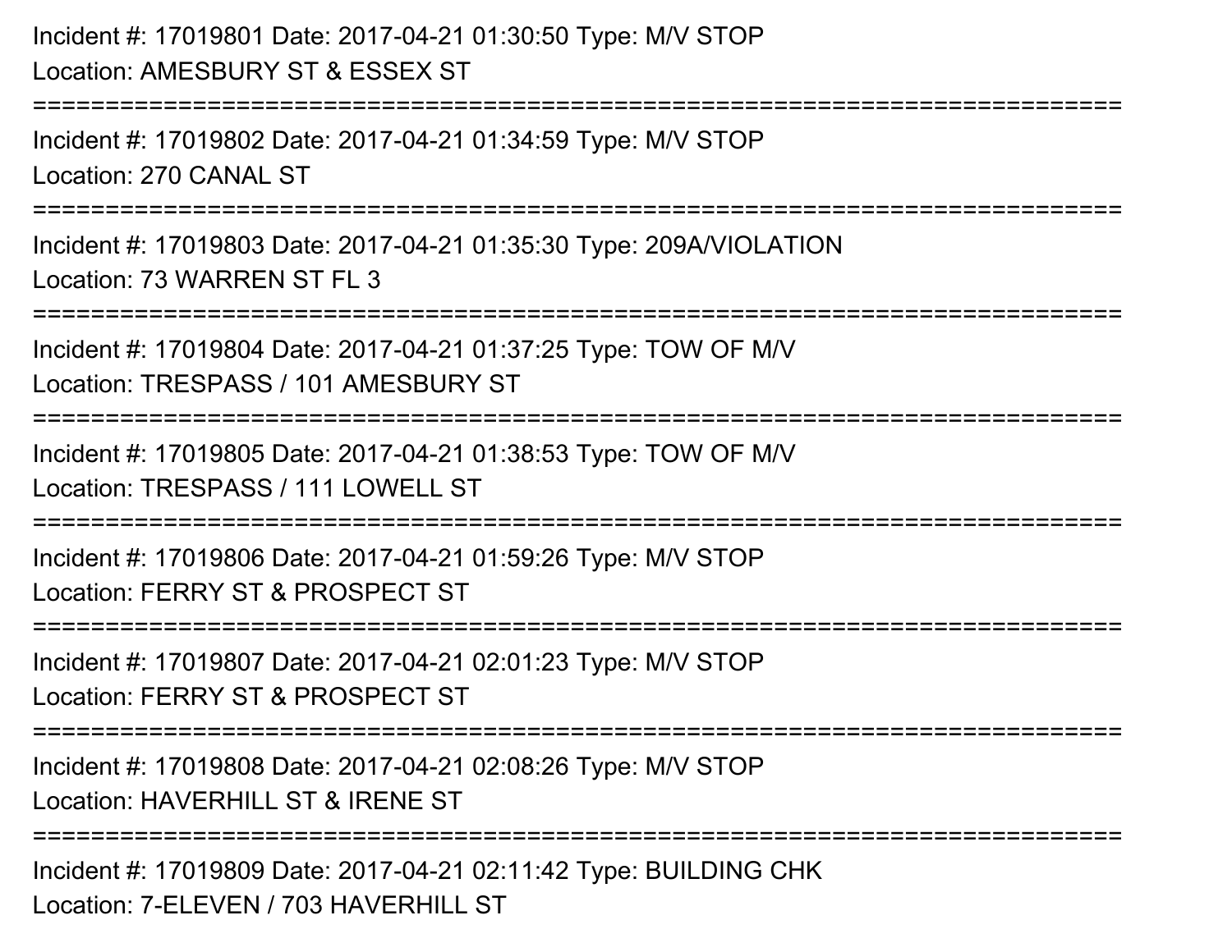Incident #: 17019801 Date: 2017-04-21 01:30:50 Type: M/V STOP
Location: AMESBURY ST & ESSEX ST

===========================================================================

Incident #: 17019802 Date: 2017-04-21 01:34:59 Type: M/V STOP
Location: 270 CANAL ST

===========================================================================

Incident #: 17019803 Date: 2017-04-21 01:35:30 Type: 209A/VIOLATION
Location: 73 WARREN ST FL 3

===========================================================================

Incident #: 17019804 Date: 2017-04-21 01:37:25 Type: TOW OF M/V
Location: TRESPASS / 101 AMESBURY ST

===========================================================================

Incident #: 17019805 Date: 2017-04-21 01:38:53 Type: TOW OF M/V
Location: TRESPASS / 111 LOWELL ST

===========================================================================

Incident #: 17019806 Date: 2017-04-21 01:59:26 Type: M/V STOP
Location: FERRY ST & PROSPECT ST

===========================================================================

Incident #: 17019807 Date: 2017-04-21 02:01:23 Type: M/V STOP
Location: FERRY ST & PROSPECT ST

===========================================================================

Incident #: 17019808 Date: 2017-04-21 02:08:26 Type: M/V STOP
Location: HAVERHILL ST & IRENE ST

===========================================================================

Incident #: 17019809 Date: 2017-04-21 02:11:42 Type: BUILDING CHK
Location: 7-ELEVEN / 703 HAVERHILL ST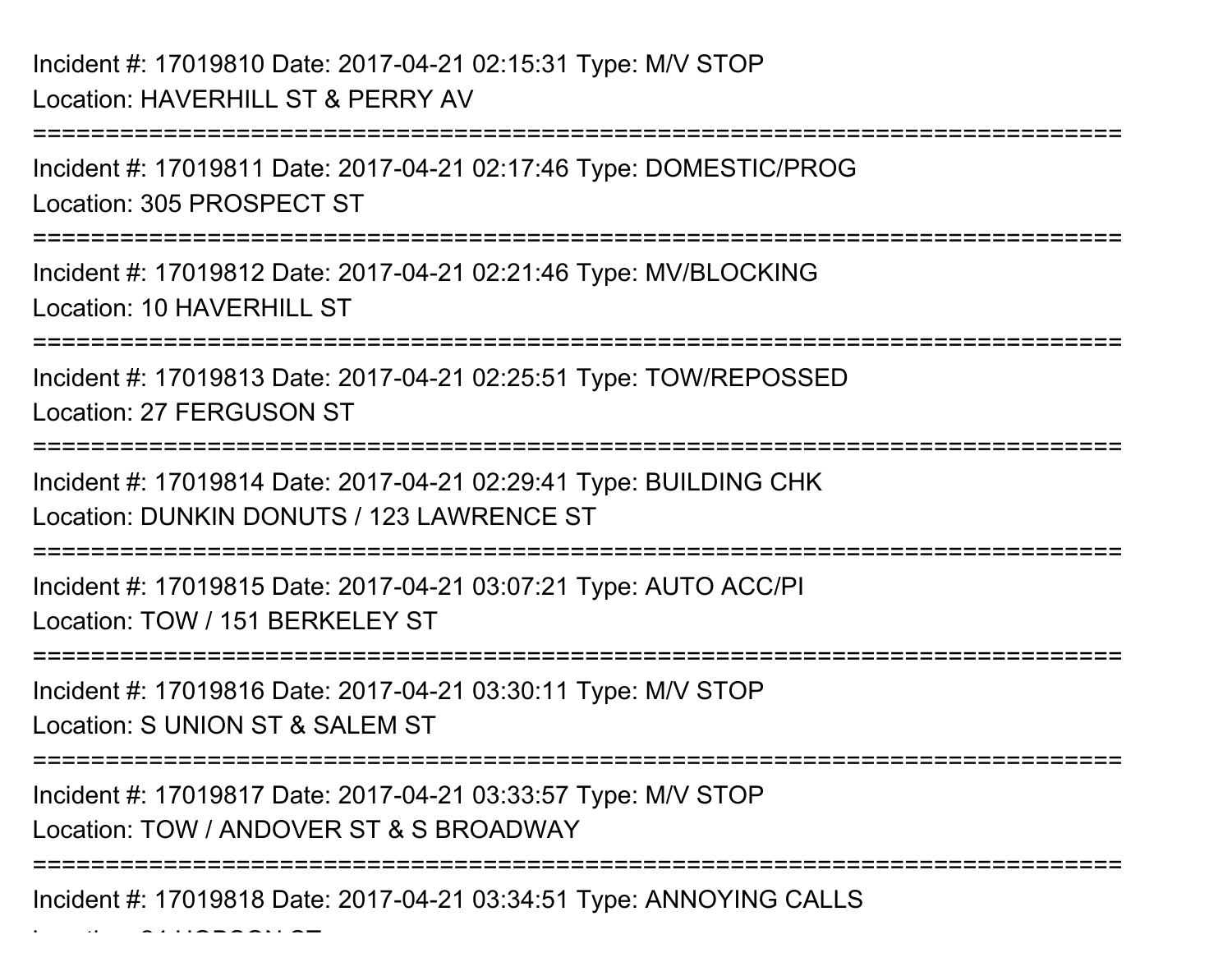Incident #: 17019810 Date: 2017-04-21 02:15:31 Type: M/V STOP
Location: HAVERHILL ST & PERRY AV

===========================================================================

Incident #: 17019811 Date: 2017-04-21 02:17:46 Type: DOMESTIC/PROG
Location: 305 PROSPECT ST

===========================================================================

Incident #: 17019812 Date: 2017-04-21 02:21:46 Type: MV/BLOCKING
Location: 10 HAVERHILL ST

===========================================================================

Incident #: 17019813 Date: 2017-04-21 02:25:51 Type: TOW/REPOSSED
Location: 27 FERGUSON ST

===========================================================================

Incident #: 17019814 Date: 2017-04-21 02:29:41 Type: BUILDING CHK
Location: DUNKIN DONUTS / 123 LAWRENCE ST

===========================================================================

Incident #: 17019815 Date: 2017-04-21 03:07:21 Type: AUTO ACC/PI
Location: TOW / 151 BERKELEY ST

===========================================================================

Incident #: 17019816 Date: 2017-04-21 03:30:11 Type: M/V STOP
Location: S UNION ST & SALEM ST

===========================================================================

Incident #: 17019817 Date: 2017-04-21 03:33:57 Type: M/V STOP
Location: TOW / ANDOVER ST & S BROADWAY

===========================================================================

Incident #: 17019818 Date: 2017-04-21 03:34:51 Type: ANNOYING CALLS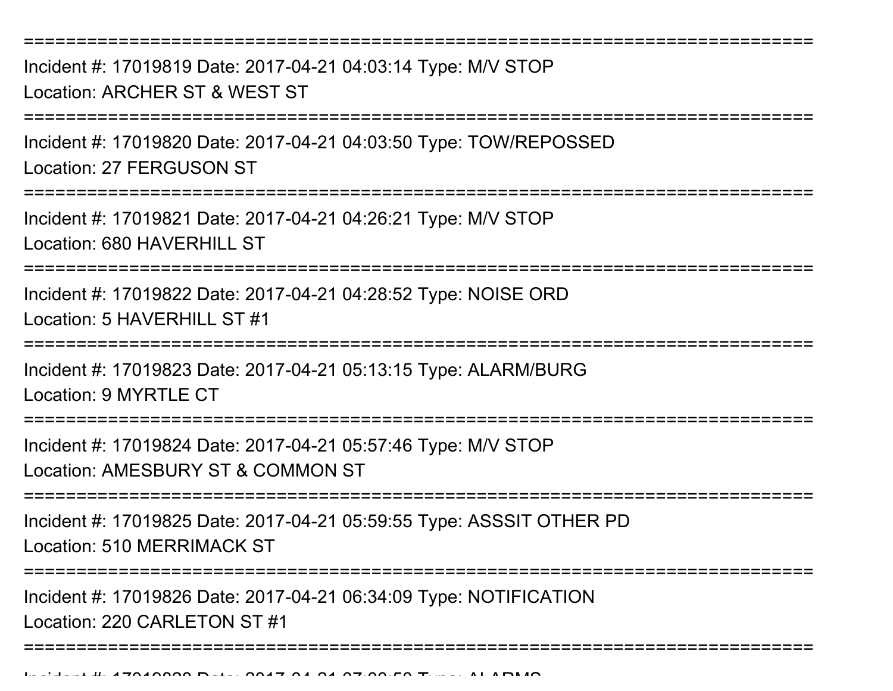===========================================================================
Incident #: 17019819 Date: 2017-04-21 04:03:14 Type: M/V STOP
Location: ARCHER ST & WEST ST
===========================================================================
Incident #: 17019820 Date: 2017-04-21 04:03:50 Type: TOW/REPOSSED
Location: 27 FERGUSON ST
===========================================================================
Incident #: 17019821 Date: 2017-04-21 04:26:21 Type: M/V STOP
Location: 680 HAVERHILL ST
===========================================================================
Incident #: 17019822 Date: 2017-04-21 04:28:52 Type: NOISE ORD
Location: 5 HAVERHILL ST #1
===========================================================================
Incident #: 17019823 Date: 2017-04-21 05:13:15 Type: ALARM/BURG
Location: 9 MYRTLE CT
===========================================================================
Incident #: 17019824 Date: 2017-04-21 05:57:46 Type: M/V STOP
Location: AMESBURY ST & COMMON ST
===========================================================================
Incident #: 17019825 Date: 2017-04-21 05:59:55 Type: ASSSIT OTHER PD
Location: 510 MERRIMACK ST
===========================================================================
Incident #: 17019826 Date: 2017-04-21 06:34:09 Type: NOTIFICATION
Location: 220 CARLETON ST #1
===========================================================================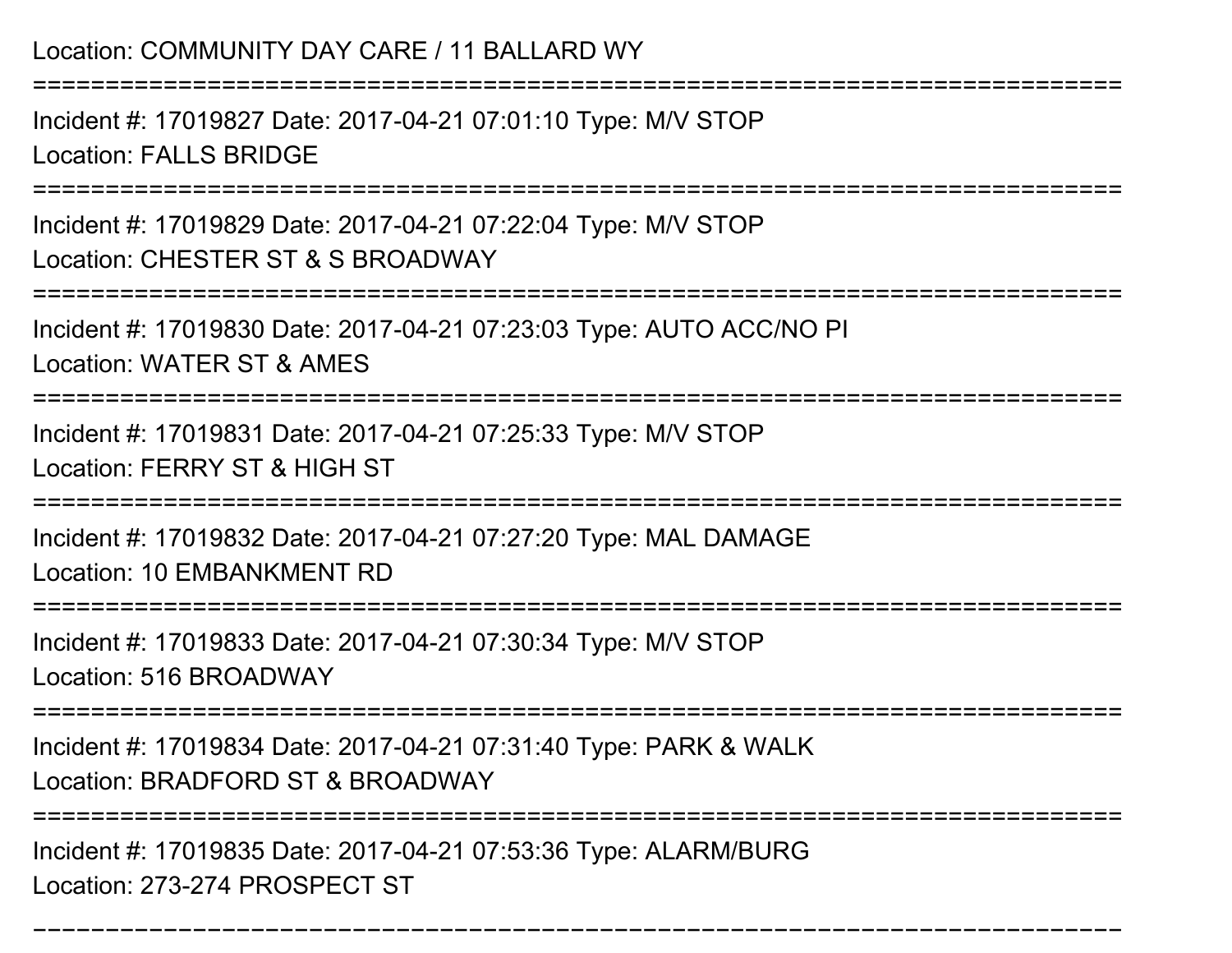Location: COMMUNITY DAY CARE / 11 BALLARD WY

===========================================================================

Incident #: 17019827 Date: 2017-04-21 07:01:10 Type: M/V STOP
Location: FALLS BRIDGE

===========================================================================

Incident #: 17019829 Date: 2017-04-21 07:22:04 Type: M/V STOP
Location: CHESTER ST & S BROADWAY

===========================================================================

Incident #: 17019830 Date: 2017-04-21 07:23:03 Type: AUTO ACC/NO PI
Location: WATER ST & AMES

===========================================================================

Incident #: 17019831 Date: 2017-04-21 07:25:33 Type: M/V STOP
Location: FERRY ST & HIGH ST

===========================================================================

Incident #: 17019832 Date: 2017-04-21 07:27:20 Type: MAL DAMAGE
Location: 10 EMBANKMENT RD

===========================================================================

Incident #: 17019833 Date: 2017-04-21 07:30:34 Type: M/V STOP
Location: 516 BROADWAY

===========================================================================

Incident #: 17019834 Date: 2017-04-21 07:31:40 Type: PARK & WALK
Location: BRADFORD ST & BROADWAY

===========================================================================

Incident #: 17019835 Date: 2017-04-21 07:53:36 Type: ALARM/BURG
Location: 273-274 PROSPECT ST

---------------------------------------------------------------------------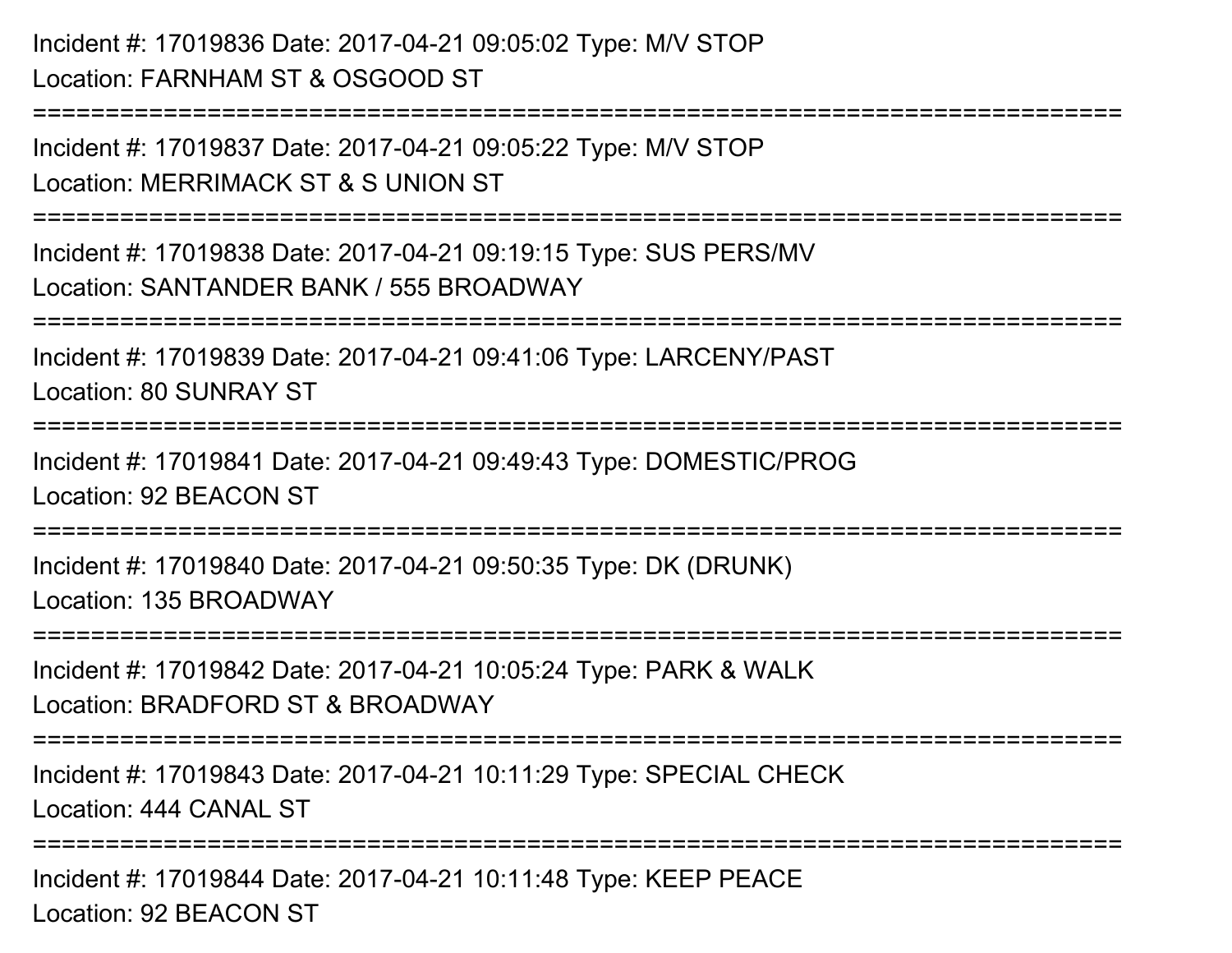Incident #: 17019836 Date: 2017-04-21 09:05:02 Type: M/V STOP
Location: FARNHAM ST & OSGOOD ST

===========================================================================

Incident #: 17019837 Date: 2017-04-21 09:05:22 Type: M/V STOP
Location: MERRIMACK ST & S UNION ST

===========================================================================

Incident #: 17019838 Date: 2017-04-21 09:19:15 Type: SUS PERS/MV
Location: SANTANDER BANK / 555 BROADWAY

===========================================================================

Incident #: 17019839 Date: 2017-04-21 09:41:06 Type: LARCENY/PAST
Location: 80 SUNRAY ST

===========================================================================

Incident #: 17019841 Date: 2017-04-21 09:49:43 Type: DOMESTIC/PROG
Location: 92 BEACON ST

===========================================================================

Incident #: 17019840 Date: 2017-04-21 09:50:35 Type: DK (DRUNK)
Location: 135 BROADWAY

===========================================================================

Incident #: 17019842 Date: 2017-04-21 10:05:24 Type: PARK & WALK
Location: BRADFORD ST & BROADWAY

===========================================================================

Incident #: 17019843 Date: 2017-04-21 10:11:29 Type: SPECIAL CHECK
Location: 444 CANAL ST

===========================================================================

Incident #: 17019844 Date: 2017-04-21 10:11:48 Type: KEEP PEACE
Location: 92 BEACON ST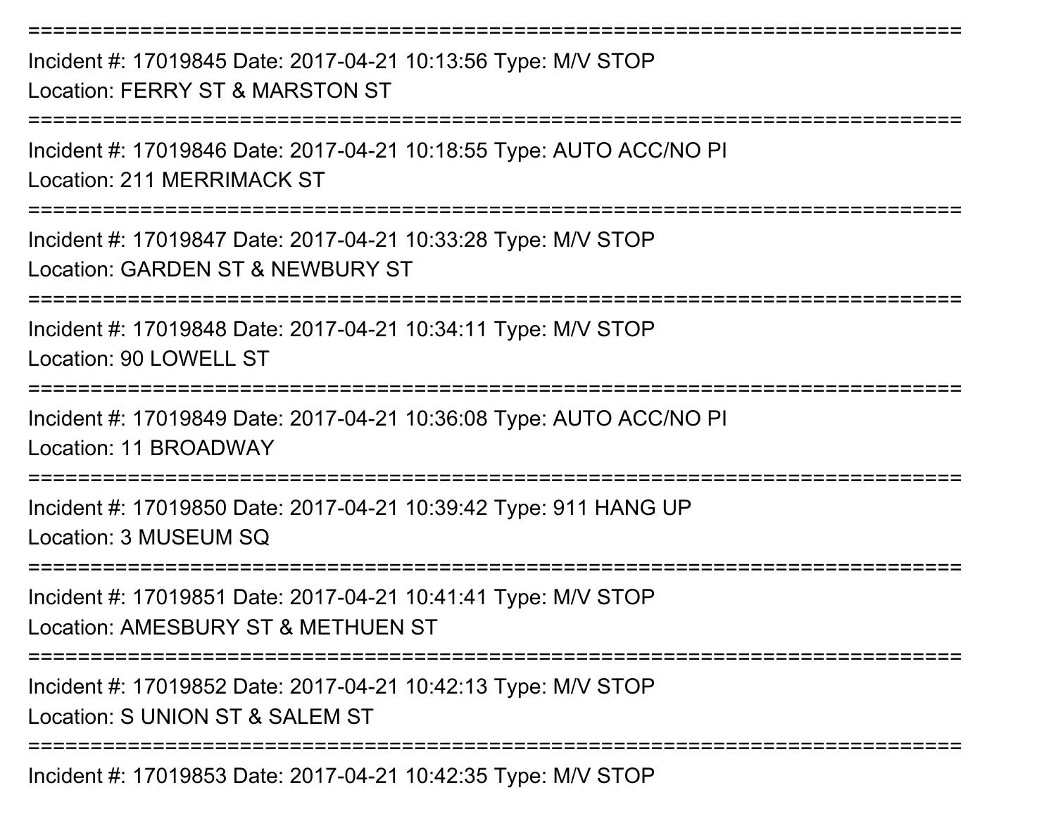===========================================================================
Incident #: 17019845 Date: 2017-04-21 10:13:56 Type: M/V STOP
Location: FERRY ST & MARSTON ST
===========================================================================
Incident #: 17019846 Date: 2017-04-21 10:18:55 Type: AUTO ACC/NO PI
Location: 211 MERRIMACK ST
===========================================================================
Incident #: 17019847 Date: 2017-04-21 10:33:28 Type: M/V STOP
Location: GARDEN ST & NEWBURY ST
===========================================================================
Incident #: 17019848 Date: 2017-04-21 10:34:11 Type: M/V STOP
Location: 90 LOWELL ST
===========================================================================
Incident #: 17019849 Date: 2017-04-21 10:36:08 Type: AUTO ACC/NO PI
Location: 11 BROADWAY
===========================================================================
Incident #: 17019850 Date: 2017-04-21 10:39:42 Type: 911 HANG UP
Location: 3 MUSEUM SQ
===========================================================================
Incident #: 17019851 Date: 2017-04-21 10:41:41 Type: M/V STOP
Location: AMESBURY ST & METHUEN ST
===========================================================================
Incident #: 17019852 Date: 2017-04-21 10:42:13 Type: M/V STOP
Location: S UNION ST & SALEM ST
===========================================================================
Incident #: 17019853 Date: 2017-04-21 10:42:35 Type: M/V STOP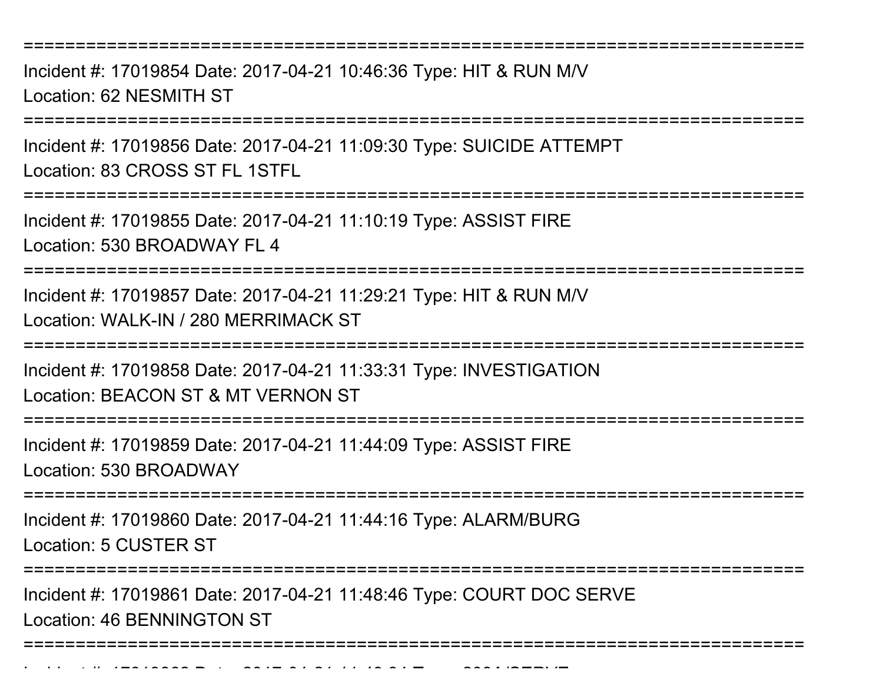===========================================================================
Incident #: 17019854 Date: 2017-04-21 10:46:36 Type: HIT & RUN M/V
Location: 62 NESMITH ST

===========================================================================
Incident #: 17019856 Date: 2017-04-21 11:09:30 Type: SUICIDE ATTEMPT
Location: 83 CROSS ST FL 1STFL

===========================================================================
Incident #: 17019855 Date: 2017-04-21 11:10:19 Type: ASSIST FIRE
Location: 530 BROADWAY FL 4

===========================================================================
Incident #: 17019857 Date: 2017-04-21 11:29:21 Type: HIT & RUN M/V
Location: WALK-IN / 280 MERRIMACK ST

===========================================================================
Incident #: 17019858 Date: 2017-04-21 11:33:31 Type: INVESTIGATION
Location: BEACON ST & MT VERNON ST

===========================================================================
Incident #: 17019859 Date: 2017-04-21 11:44:09 Type: ASSIST FIRE
Location: 530 BROADWAY

===========================================================================
Incident #: 17019860 Date: 2017-04-21 11:44:16 Type: ALARM/BURG
Location: 5 CUSTER ST

===========================================================================
Incident #: 17019861 Date: 2017-04-21 11:48:46 Type: COURT DOC SERVE
Location: 46 BENNINGTON ST

===========================================================================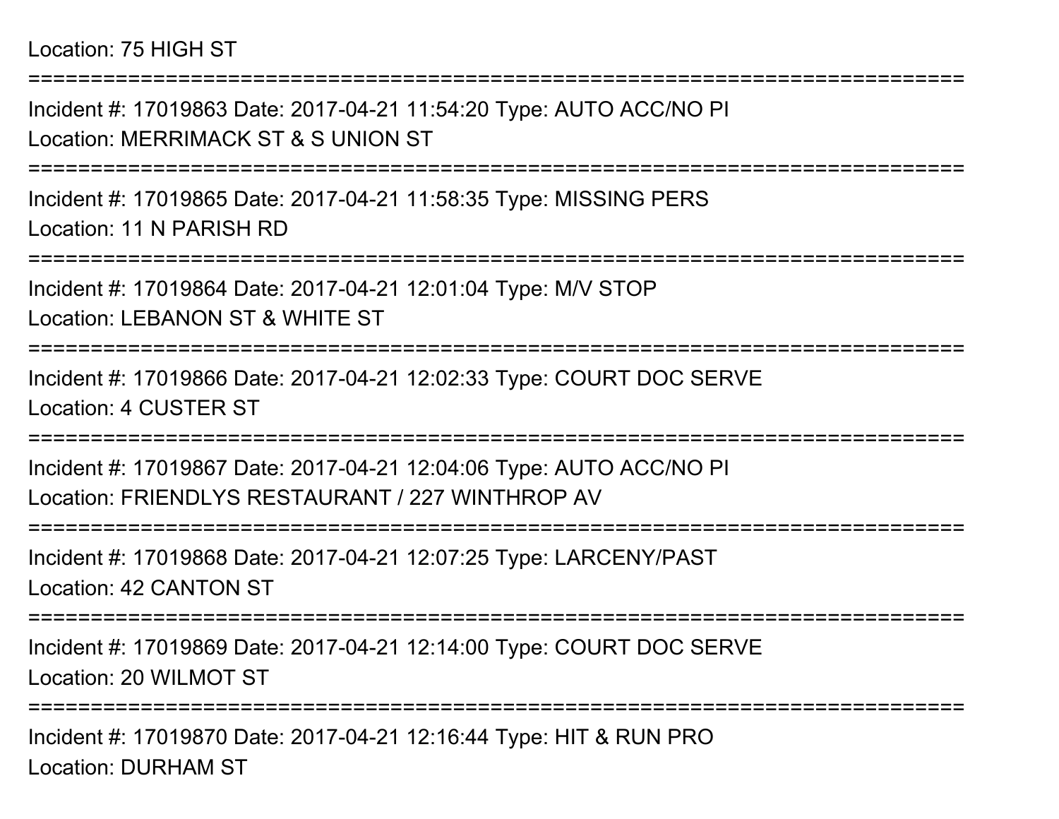Location: 75 HIGH ST

===========================================================================

Incident #: 17019863 Date: 2017-04-21 11:54:20 Type: AUTO ACC/NO PI
Location: MERRIMACK ST & S UNION ST

===========================================================================

Incident #: 17019865 Date: 2017-04-21 11:58:35 Type: MISSING PERS
Location: 11 N PARISH RD

===========================================================================

Incident #: 17019864 Date: 2017-04-21 12:01:04 Type: M/V STOP
Location: LEBANON ST & WHITE ST

===========================================================================

Incident #: 17019866 Date: 2017-04-21 12:02:33 Type: COURT DOC SERVE
Location: 4 CUSTER ST

===========================================================================

Incident #: 17019867 Date: 2017-04-21 12:04:06 Type: AUTO ACC/NO PI
Location: FRIENDLYS RESTAURANT / 227 WINTHROP AV

===========================================================================

Incident #: 17019868 Date: 2017-04-21 12:07:25 Type: LARCENY/PAST
Location: 42 CANTON ST

===========================================================================

Incident #: 17019869 Date: 2017-04-21 12:14:00 Type: COURT DOC SERVE
Location: 20 WILMOT ST

===========================================================================

Incident #: 17019870 Date: 2017-04-21 12:16:44 Type: HIT & RUN PRO
Location: DURHAM ST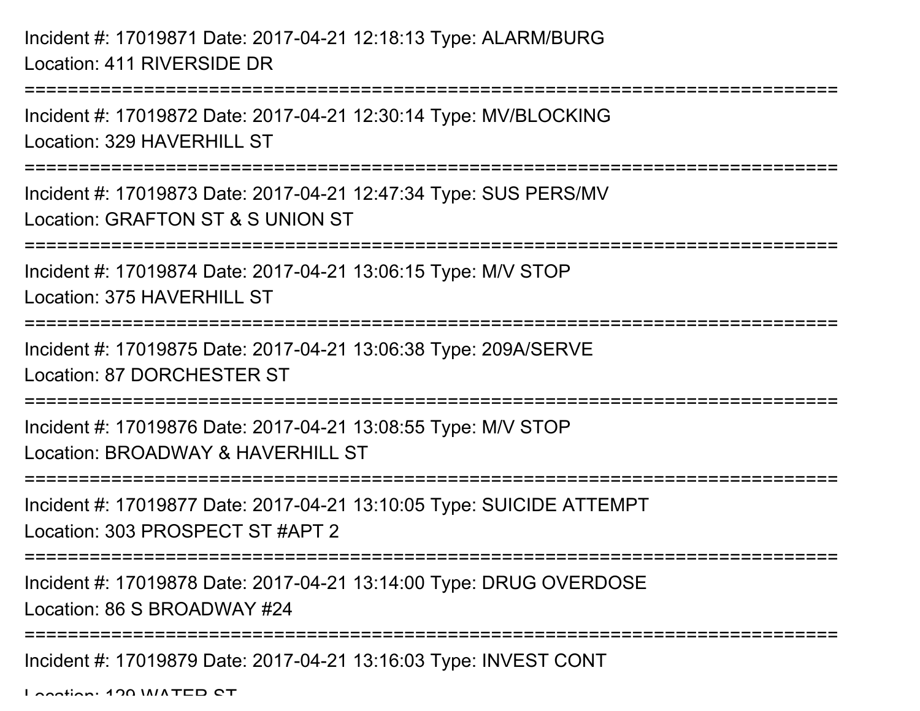Incident #: 17019871 Date: 2017-04-21 12:18:13 Type: ALARM/BURG
Location: 411 RIVERSIDE DR

===========================================================================

Incident #: 17019872 Date: 2017-04-21 12:30:14 Type: MV/BLOCKING
Location: 329 HAVERHILL ST

===========================================================================

Incident #: 17019873 Date: 2017-04-21 12:47:34 Type: SUS PERS/MV
Location: GRAFTON ST & S UNION ST

===========================================================================

Incident #: 17019874 Date: 2017-04-21 13:06:15 Type: M/V STOP
Location: 375 HAVERHILL ST

===========================================================================

Incident #: 17019875 Date: 2017-04-21 13:06:38 Type: 209A/SERVE
Location: 87 DORCHESTER ST

===========================================================================

Incident #: 17019876 Date: 2017-04-21 13:08:55 Type: M/V STOP
Location: BROADWAY & HAVERHILL ST

===========================================================================

Incident #: 17019877 Date: 2017-04-21 13:10:05 Type: SUICIDE ATTEMPT
Location: 303 PROSPECT ST #APT 2

===========================================================================

Incident #: 17019878 Date: 2017-04-21 13:14:00 Type: DRUG OVERDOSE
Location: 86 S BROADWAY #24

===========================================================================

Incident #: 17019879 Date: 2017-04-21 13:16:03 Type: INVEST CONT
Location: 129 WATER ST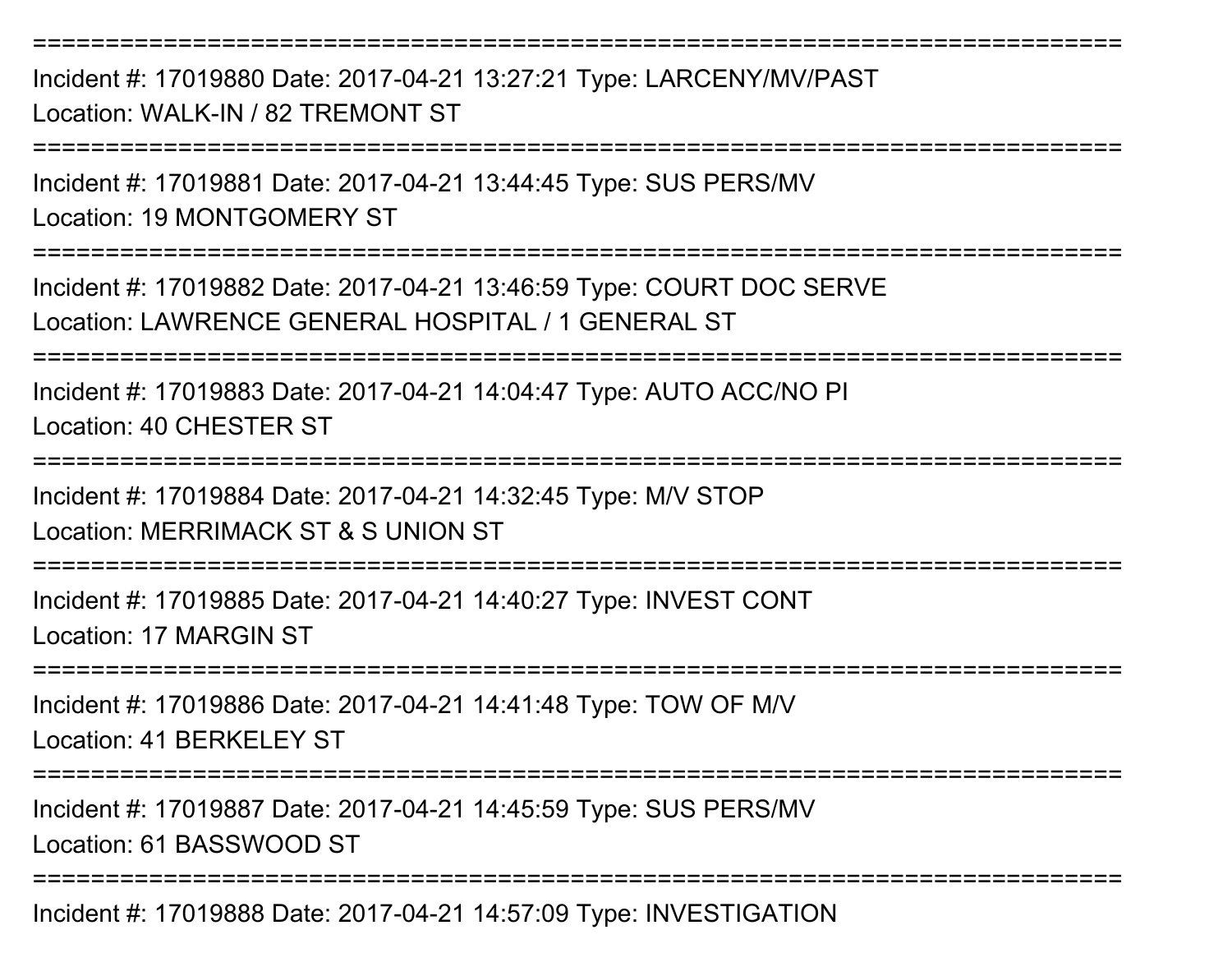===========================================================================

Incident #: 17019880 Date: 2017-04-21 13:27:21 Type: LARCENY/MV/PAST
Location: WALK-IN / 82 TREMONT ST

===========================================================================

Incident #: 17019881 Date: 2017-04-21 13:44:45 Type: SUS PERS/MV
Location: 19 MONTGOMERY ST

===========================================================================

Incident #: 17019882 Date: 2017-04-21 13:46:59 Type: COURT DOC SERVE
Location: LAWRENCE GENERAL HOSPITAL / 1 GENERAL ST

===========================================================================

Incident #: 17019883 Date: 2017-04-21 14:04:47 Type: AUTO ACC/NO PI
Location: 40 CHESTER ST

===========================================================================

Incident #: 17019884 Date: 2017-04-21 14:32:45 Type: M/V STOP
Location: MERRIMACK ST & S UNION ST

===========================================================================

Incident #: 17019885 Date: 2017-04-21 14:40:27 Type: INVEST CONT
Location: 17 MARGIN ST

===========================================================================

Incident #: 17019886 Date: 2017-04-21 14:41:48 Type: TOW OF M/V
Location: 41 BERKELEY ST

===========================================================================

Incident #: 17019887 Date: 2017-04-21 14:45:59 Type: SUS PERS/MV
Location: 61 BASSWOOD ST

===========================================================================

Incident #: 17019888 Date: 2017-04-21 14:57:09 Type: INVESTIGATION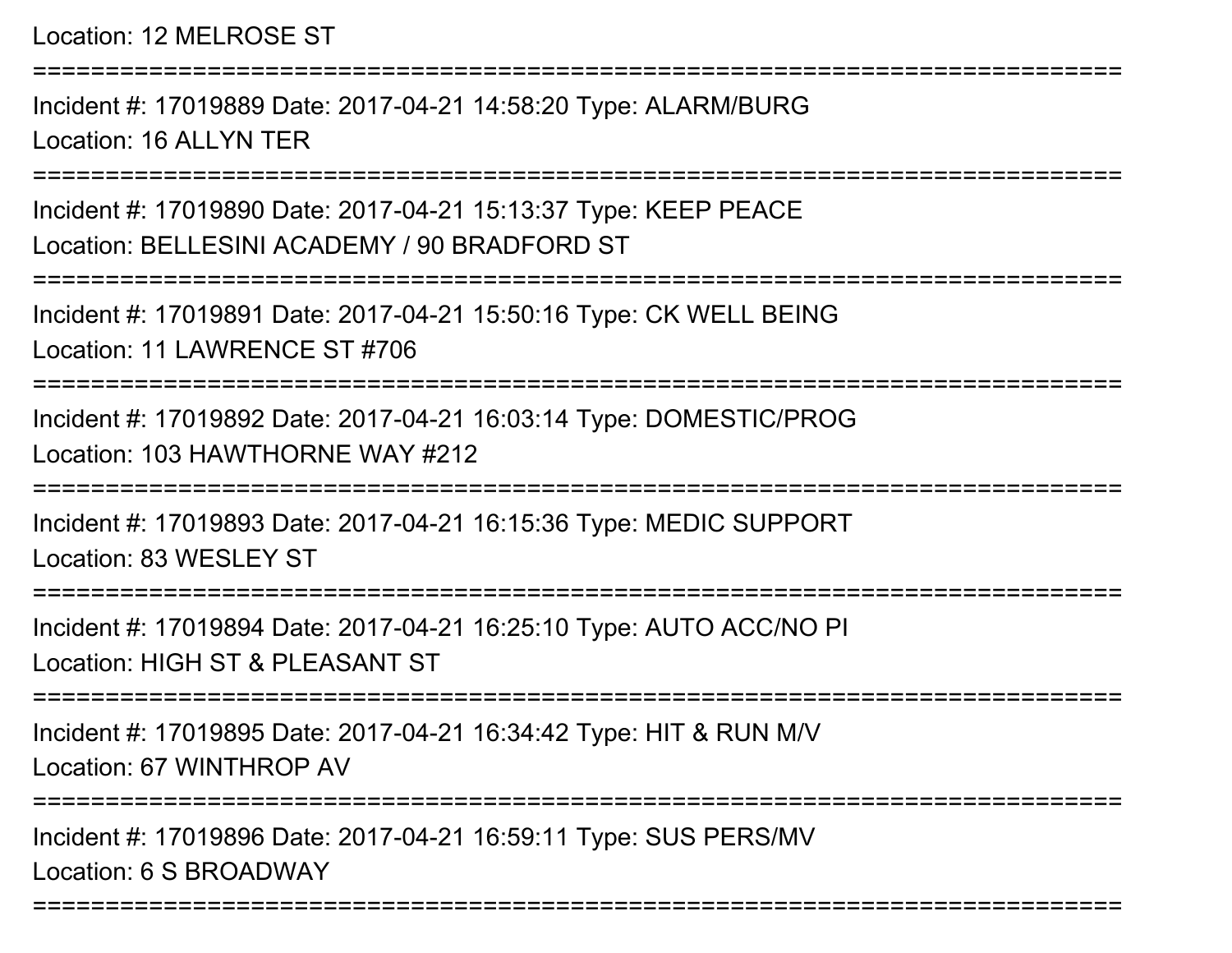Location: 12 MELROSE ST

===========================================================================

Incident #: 17019889 Date: 2017-04-21 14:58:20 Type: ALARM/BURG
Location: 16 ALLYN TER

===========================================================================

Incident #: 17019890 Date: 2017-04-21 15:13:37 Type: KEEP PEACE
Location: BELLESINI ACADEMY / 90 BRADFORD ST

===========================================================================

Incident #: 17019891 Date: 2017-04-21 15:50:16 Type: CK WELL BEING
Location: 11 LAWRENCE ST #706

===========================================================================

Incident #: 17019892 Date: 2017-04-21 16:03:14 Type: DOMESTIC/PROG
Location: 103 HAWTHORNE WAY #212

===========================================================================

Incident #: 17019893 Date: 2017-04-21 16:15:36 Type: MEDIC SUPPORT
Location: 83 WESLEY ST

===========================================================================

Incident #: 17019894 Date: 2017-04-21 16:25:10 Type: AUTO ACC/NO PI
Location: HIGH ST & PLEASANT ST

===========================================================================

Incident #: 17019895 Date: 2017-04-21 16:34:42 Type: HIT & RUN M/V
Location: 67 WINTHROP AV

===========================================================================

Incident #: 17019896 Date: 2017-04-21 16:59:11 Type: SUS PERS/MV
Location: 6 S BROADWAY

===========================================================================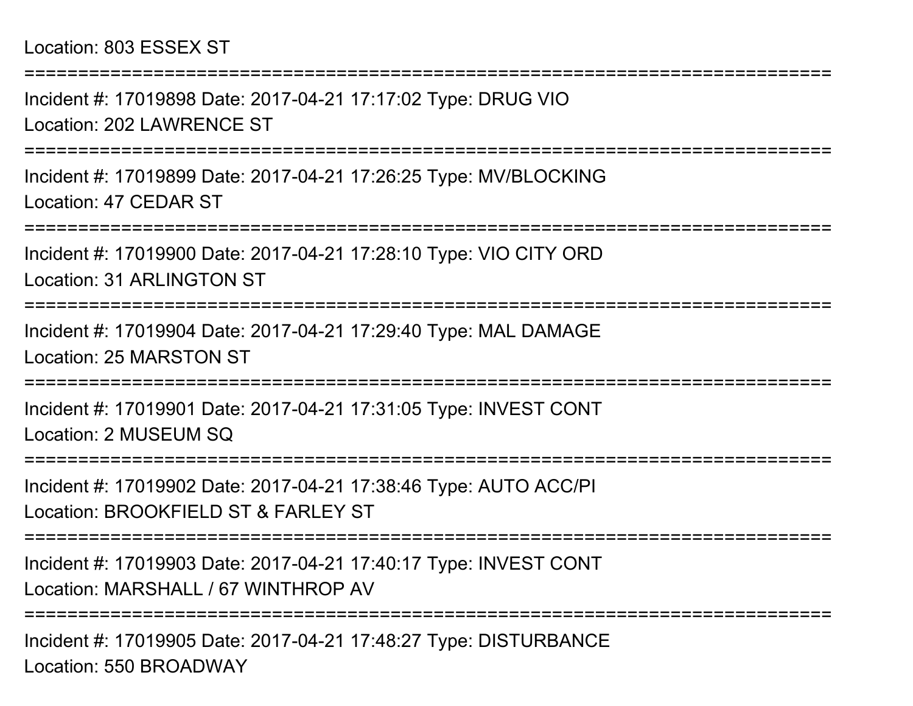Location: 803 ESSEX ST

===========================================================================

Incident #: 17019898 Date: 2017-04-21 17:17:02 Type: DRUG VIO
Location: 202 LAWRENCE ST

===========================================================================

Incident #: 17019899 Date: 2017-04-21 17:26:25 Type: MV/BLOCKING
Location: 47 CEDAR ST

===========================================================================

Incident #: 17019900 Date: 2017-04-21 17:28:10 Type: VIO CITY ORD
Location: 31 ARLINGTON ST

===========================================================================

Incident #: 17019904 Date: 2017-04-21 17:29:40 Type: MAL DAMAGE
Location: 25 MARSTON ST

===========================================================================

Incident #: 17019901 Date: 2017-04-21 17:31:05 Type: INVEST CONT
Location: 2 MUSEUM SQ

===========================================================================

Incident #: 17019902 Date: 2017-04-21 17:38:46 Type: AUTO ACC/PI
Location: BROOKFIELD ST & FARLEY ST

===========================================================================

Incident #: 17019903 Date: 2017-04-21 17:40:17 Type: INVEST CONT
Location: MARSHALL / 67 WINTHROP AV

===========================================================================

Incident #: 17019905 Date: 2017-04-21 17:48:27 Type: DISTURBANCE
Location: 550 BROADWAY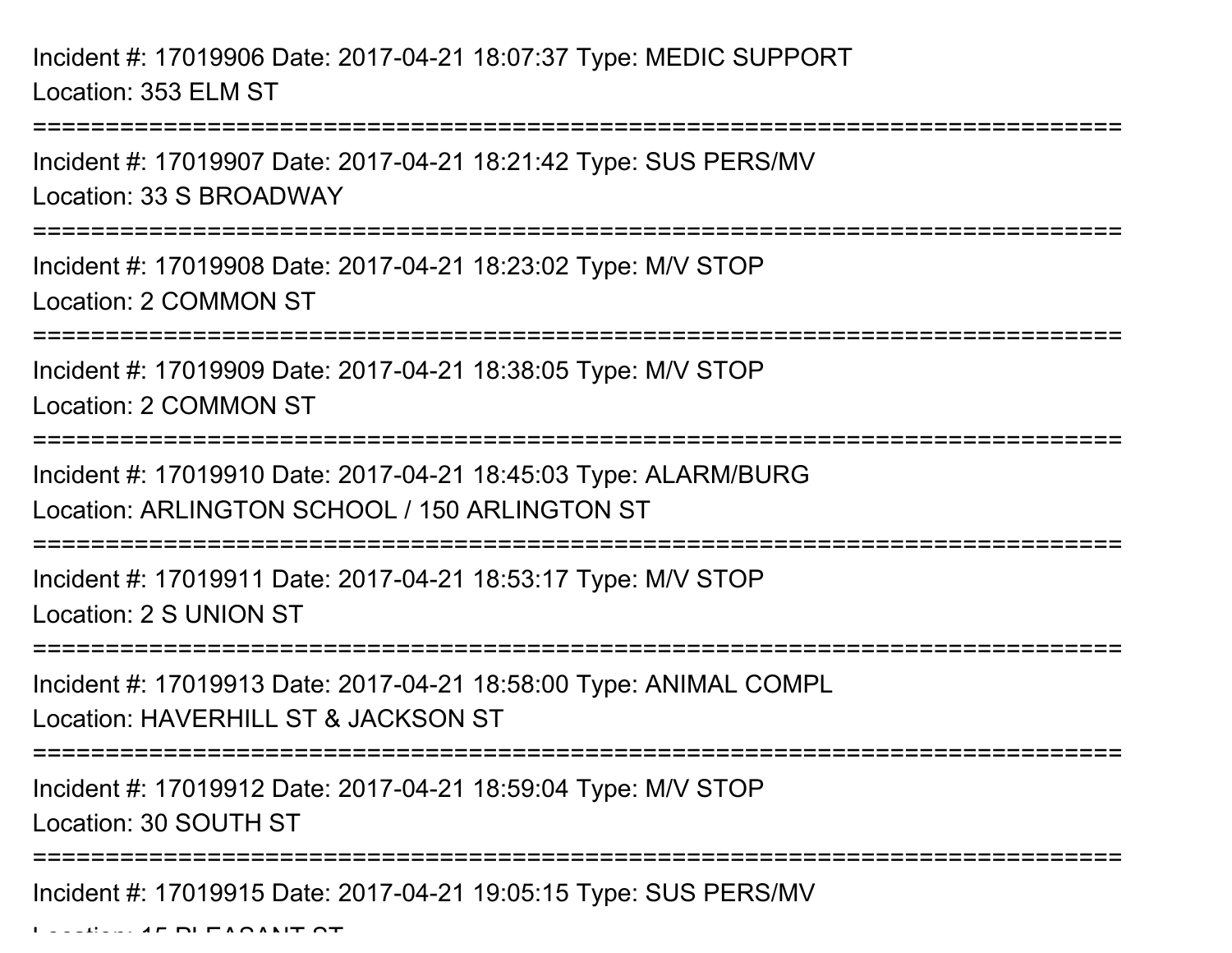Incident #: 17019906 Date: 2017-04-21 18:07:37 Type: MEDIC SUPPORT
Location: 353 ELM ST

===========================================================================

Incident #: 17019907 Date: 2017-04-21 18:21:42 Type: SUS PERS/MV
Location: 33 S BROADWAY

===========================================================================

Incident #: 17019908 Date: 2017-04-21 18:23:02 Type: M/V STOP
Location: 2 COMMON ST

===========================================================================

Incident #: 17019909 Date: 2017-04-21 18:38:05 Type: M/V STOP
Location: 2 COMMON ST

===========================================================================

Incident #: 17019910 Date: 2017-04-21 18:45:03 Type: ALARM/BURG
Location: ARLINGTON SCHOOL / 150 ARLINGTON ST

===========================================================================

Incident #: 17019911 Date: 2017-04-21 18:53:17 Type: M/V STOP
Location: 2 S UNION ST

===========================================================================

Incident #: 17019913 Date: 2017-04-21 18:58:00 Type: ANIMAL COMPL
Location: HAVERHILL ST & JACKSON ST

===========================================================================

Incident #: 17019912 Date: 2017-04-21 18:59:04 Type: M/V STOP
Location: 30 SOUTH ST

===========================================================================

Incident #: 17019915 Date: 2017-04-21 19:05:15 Type: SUS PERS/MV
Location: 15 PLEASANT ST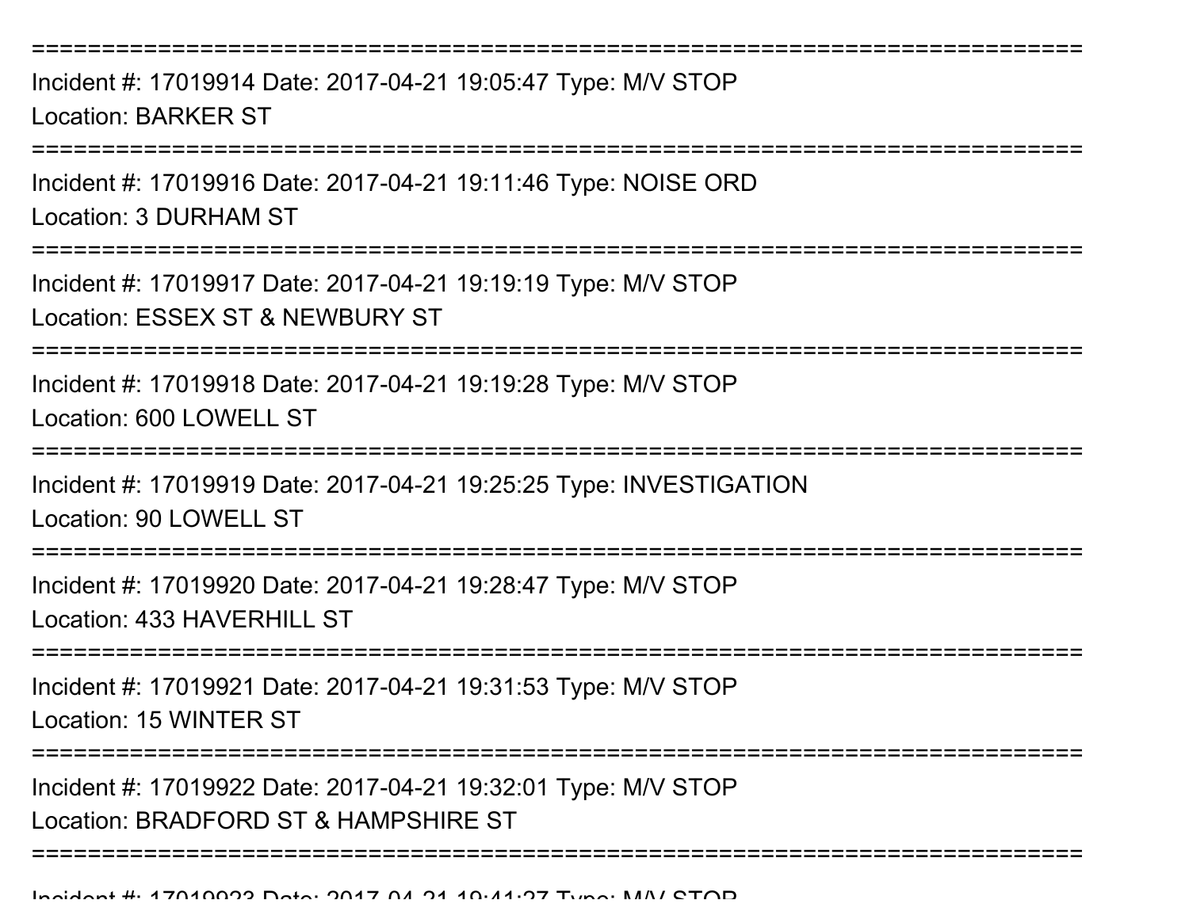===========================================================================

Incident #: 17019914 Date: 2017-04-21 19:05:47 Type: M/V STOP

Location: BARKER ST

===========================================================================

Incident #: 17019916 Date: 2017-04-21 19:11:46 Type: NOISE ORD

Location: 3 DURHAM ST

===========================================================================

Incident #: 17019917 Date: 2017-04-21 19:19:19 Type: M/V STOP

Location: ESSEX ST & NEWBURY ST

===========================================================================

Incident #: 17019918 Date: 2017-04-21 19:19:28 Type: M/V STOP

Location: 600 LOWELL ST

===========================================================================

Incident #: 17019919 Date: 2017-04-21 19:25:25 Type: INVESTIGATION

Location: 90 LOWELL ST

===========================================================================

Incident #: 17019920 Date: 2017-04-21 19:28:47 Type: M/V STOP

Location: 433 HAVERHILL ST

===========================================================================

Incident #: 17019921 Date: 2017-04-21 19:31:53 Type: M/V STOP

Location: 15 WINTER ST

===========================================================================

Incident #: 17019922 Date: 2017-04-21 19:32:01 Type: M/V STOP

Location: BRADFORD ST & HAMPSHIRE ST

===========================================================================

Incident #: 17019923 Date: 2017-04-21 19:41:27 Type: M/V STOP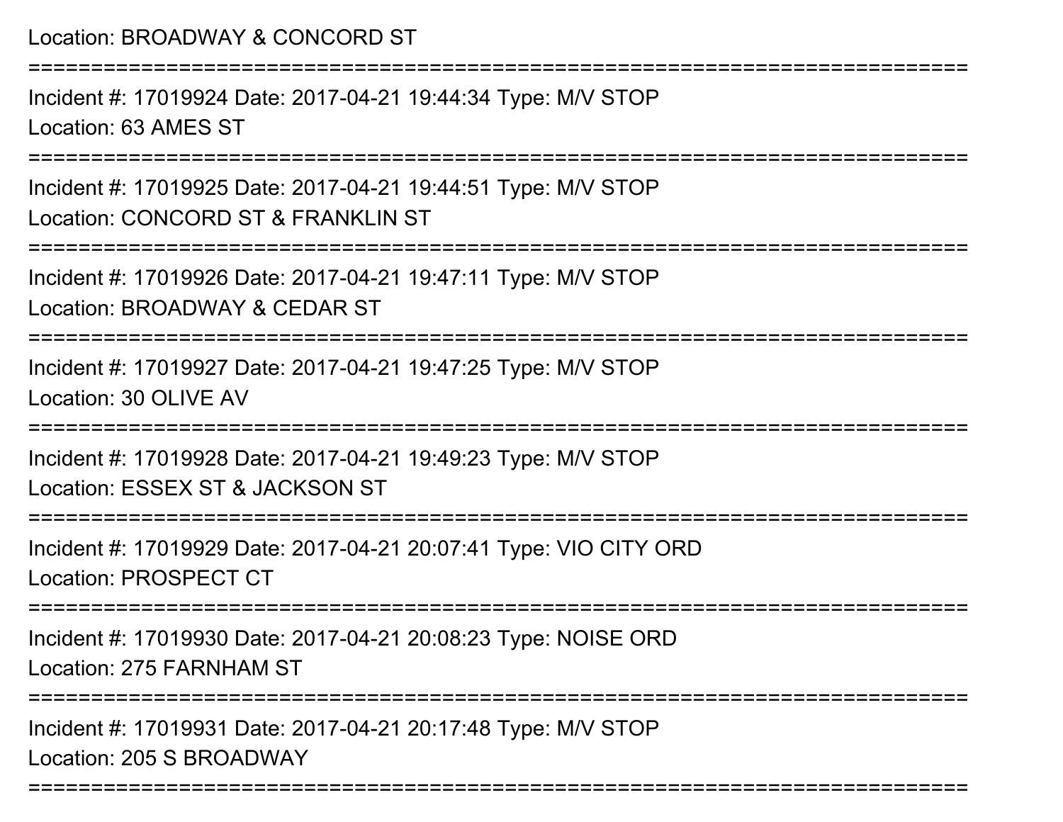Location: BROADWAY & CONCORD ST

===========================================================================

Incident #: 17019924 Date: 2017-04-21 19:44:34 Type: M/V STOP

Location: 63 AMES ST

===========================================================================

Incident #: 17019925 Date: 2017-04-21 19:44:51 Type: M/V STOP

Location: CONCORD ST & FRANKLIN ST

===========================================================================

Incident #: 17019926 Date: 2017-04-21 19:47:11 Type: M/V STOP

Location: BROADWAY & CEDAR ST

===========================================================================

Incident #: 17019927 Date: 2017-04-21 19:47:25 Type: M/V STOP

Location: 30 OLIVE AV

===========================================================================

Incident #: 17019928 Date: 2017-04-21 19:49:23 Type: M/V STOP

Location: ESSEX ST & JACKSON ST

===========================================================================

Incident #: 17019929 Date: 2017-04-21 20:07:41 Type: VIO CITY ORD

Location: PROSPECT CT

===========================================================================

Incident #: 17019930 Date: 2017-04-21 20:08:23 Type: NOISE ORD

Location: 275 FARNHAM ST

===========================================================================

Incident #: 17019931 Date: 2017-04-21 20:17:48 Type: M/V STOP

Location: 205 S BROADWAY

===========================================================================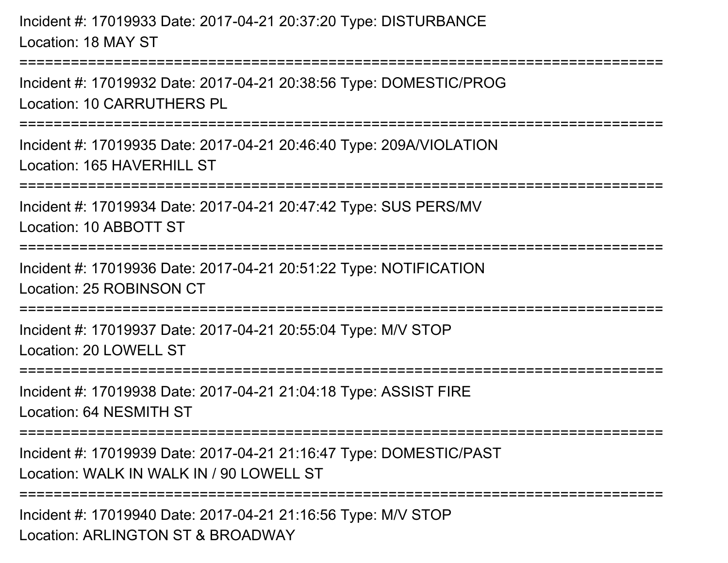Incident #: 17019933 Date: 2017-04-21 20:37:20 Type: DISTURBANCE
Location: 18 MAY ST

===========================================================================

Incident #: 17019932 Date: 2017-04-21 20:38:56 Type: DOMESTIC/PROG
Location: 10 CARRUTHERS PL

===========================================================================

Incident #: 17019935 Date: 2017-04-21 20:46:40 Type: 209A/VIOLATION
Location: 165 HAVERHILL ST

===========================================================================

Incident #: 17019934 Date: 2017-04-21 20:47:42 Type: SUS PERS/MV
Location: 10 ABBOTT ST

===========================================================================

Incident #: 17019936 Date: 2017-04-21 20:51:22 Type: NOTIFICATION
Location: 25 ROBINSON CT

===========================================================================

Incident #: 17019937 Date: 2017-04-21 20:55:04 Type: M/V STOP
Location: 20 LOWELL ST

===========================================================================

Incident #: 17019938 Date: 2017-04-21 21:04:18 Type: ASSIST FIRE
Location: 64 NESMITH ST

===========================================================================

Incident #: 17019939 Date: 2017-04-21 21:16:47 Type: DOMESTIC/PAST
Location: WALK IN WALK IN / 90 LOWELL ST

===========================================================================

Incident #: 17019940 Date: 2017-04-21 21:16:56 Type: M/V STOP
Location: ARLINGTON ST & BROADWAY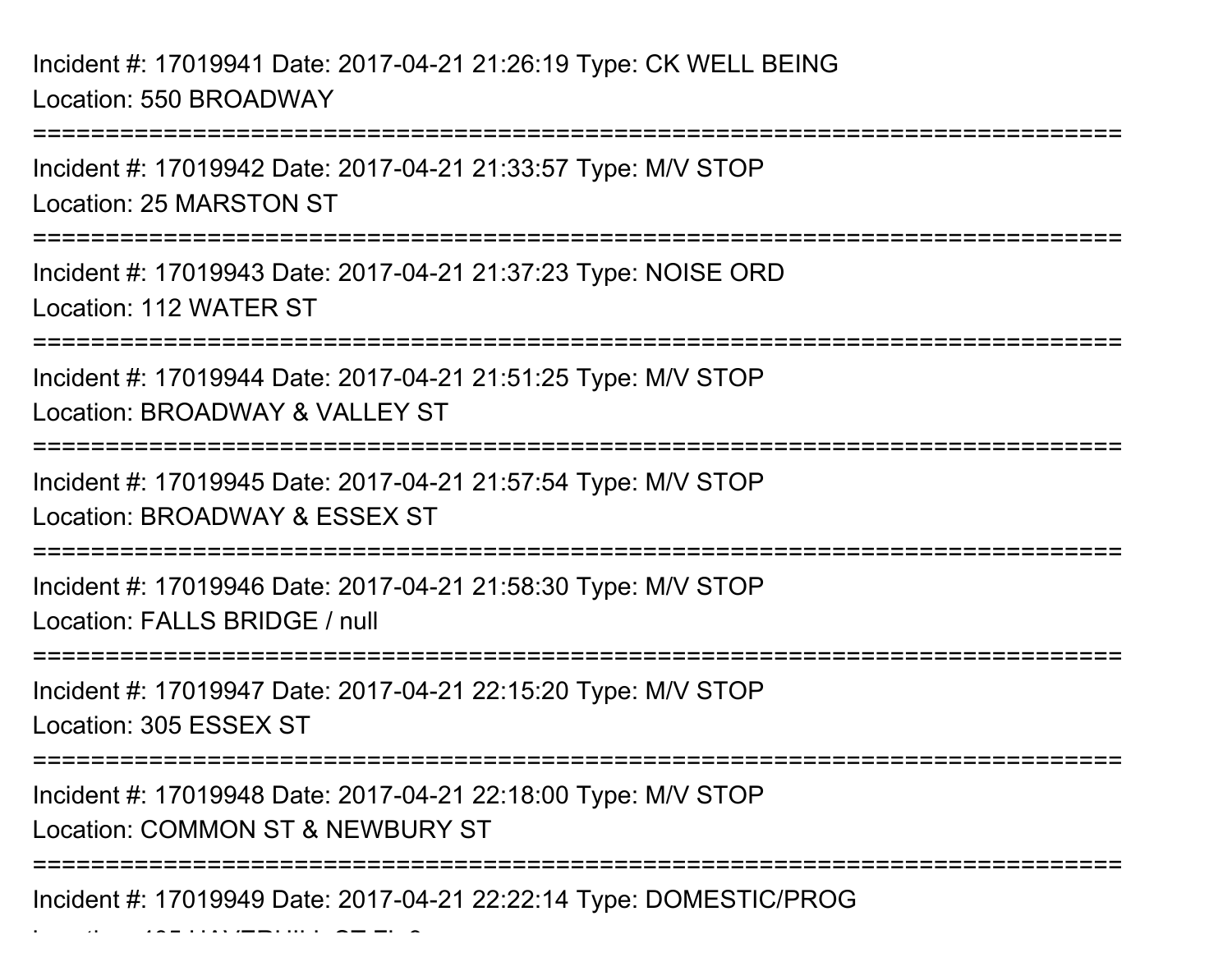Incident #: 17019941 Date: 2017-04-21 21:26:19 Type: CK WELL BEING
Location: 550 BROADWAY

===========================================================================

Incident #: 17019942 Date: 2017-04-21 21:33:57 Type: M/V STOP
Location: 25 MARSTON ST

===========================================================================

Incident #: 17019943 Date: 2017-04-21 21:37:23 Type: NOISE ORD
Location: 112 WATER ST

===========================================================================

Incident #: 17019944 Date: 2017-04-21 21:51:25 Type: M/V STOP
Location: BROADWAY & VALLEY ST

===========================================================================

Incident #: 17019945 Date: 2017-04-21 21:57:54 Type: M/V STOP
Location: BROADWAY & ESSEX ST

===========================================================================

Incident #: 17019946 Date: 2017-04-21 21:58:30 Type: M/V STOP
Location: FALLS BRIDGE / null

===========================================================================

Incident #: 17019947 Date: 2017-04-21 22:15:20 Type: M/V STOP
Location: 305 ESSEX ST

===========================================================================

Incident #: 17019948 Date: 2017-04-21 22:18:00 Type: M/V STOP
Location: COMMON ST & NEWBURY ST

===========================================================================

Incident #: 17019949 Date: 2017-04-21 22:22:14 Type: DOMESTIC/PROG
Location: 105 HAVERHILL ST FL 2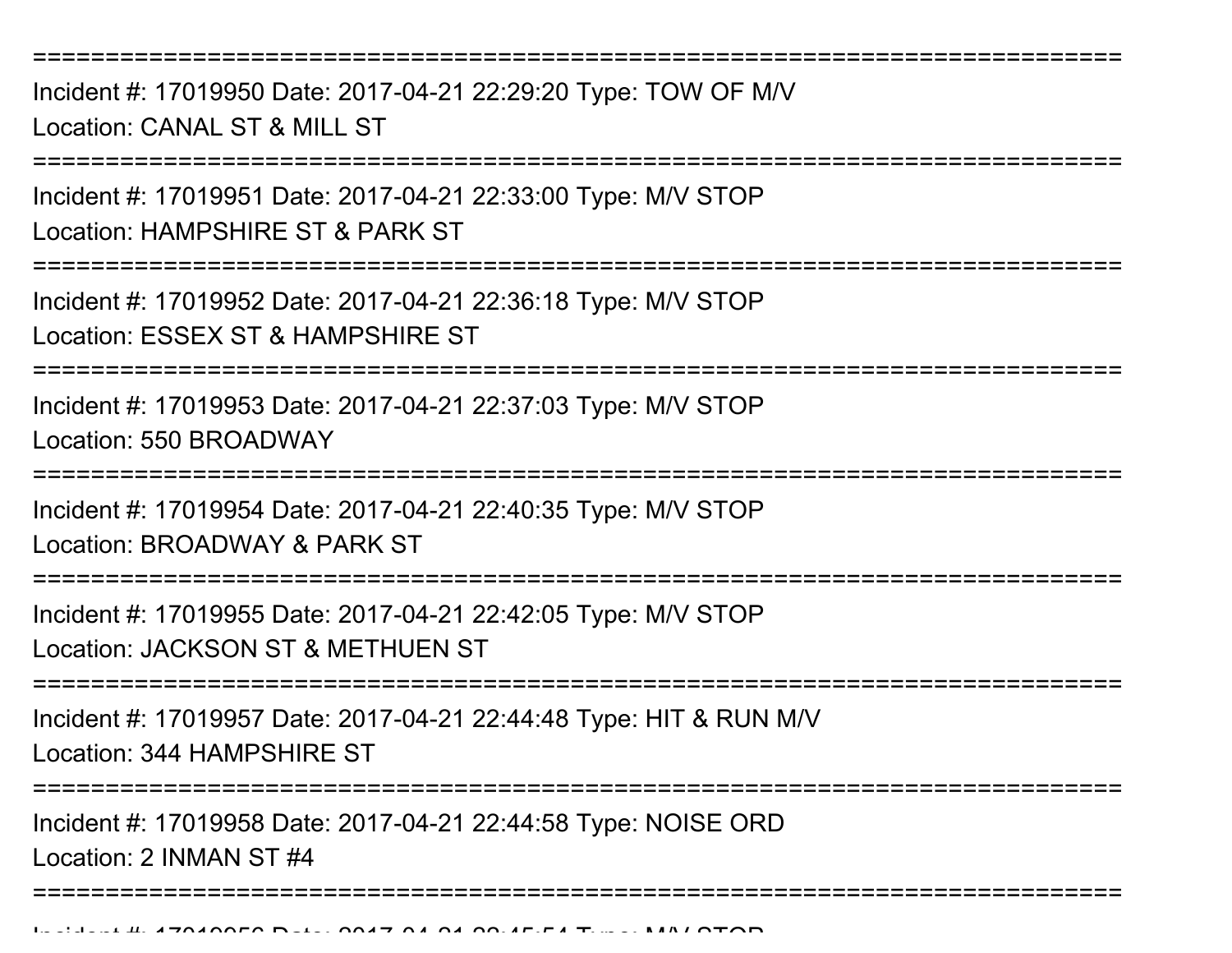===========================================================================

Incident #: 17019950 Date: 2017-04-21 22:29:20 Type: TOW OF M/V
Location: CANAL ST & MILL ST

===========================================================================

Incident #: 17019951 Date: 2017-04-21 22:33:00 Type: M/V STOP
Location: HAMPSHIRE ST & PARK ST

===========================================================================

Incident #: 17019952 Date: 2017-04-21 22:36:18 Type: M/V STOP
Location: ESSEX ST & HAMPSHIRE ST

===========================================================================

Incident #: 17019953 Date: 2017-04-21 22:37:03 Type: M/V STOP
Location: 550 BROADWAY

===========================================================================

Incident #: 17019954 Date: 2017-04-21 22:40:35 Type: M/V STOP
Location: BROADWAY & PARK ST

===========================================================================

Incident #: 17019955 Date: 2017-04-21 22:42:05 Type: M/V STOP
Location: JACKSON ST & METHUEN ST

===========================================================================

Incident #: 17019957 Date: 2017-04-21 22:44:48 Type: HIT & RUN M/V
Location: 344 HAMPSHIRE ST

===========================================================================

Incident #: 17019958 Date: 2017-04-21 22:44:58 Type: NOISE ORD
Location: 2 INMAN ST #4

===========================================================================

Incident #: 17019956 Date: 2017-04-21 22:45:54 Type: M/V STOP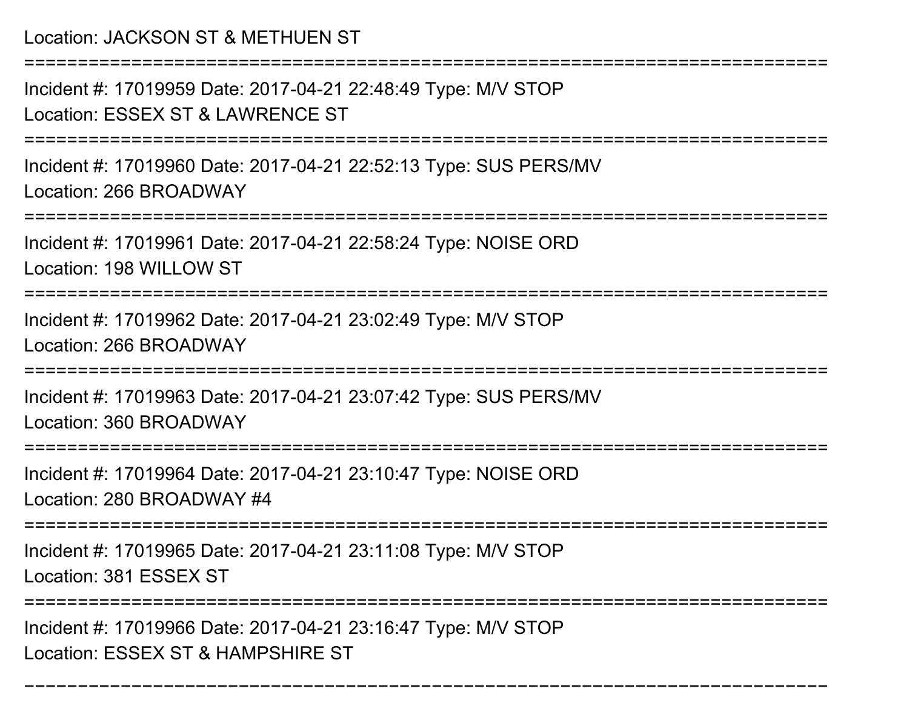Location: JACKSON ST & METHUEN ST

===========================================================================

Incident #: 17019959 Date: 2017-04-21 22:48:49 Type: M/V STOP

Location: ESSEX ST & LAWRENCE ST

===========================================================================

Incident #: 17019960 Date: 2017-04-21 22:52:13 Type: SUS PERS/MV

Location: 266 BROADWAY

===========================================================================

Incident #: 17019961 Date: 2017-04-21 22:58:24 Type: NOISE ORD

Location: 198 WILLOW ST

===========================================================================

Incident #: 17019962 Date: 2017-04-21 23:02:49 Type: M/V STOP

Location: 266 BROADWAY

===========================================================================

Incident #: 17019963 Date: 2017-04-21 23:07:42 Type: SUS PERS/MV

Location: 360 BROADWAY

===========================================================================

Incident #: 17019964 Date: 2017-04-21 23:10:47 Type: NOISE ORD

Location: 280 BROADWAY #4

===========================================================================

Incident #: 17019965 Date: 2017-04-21 23:11:08 Type: M/V STOP

Location: 381 ESSEX ST

===========================================================================

Incident #: 17019966 Date: 2017-04-21 23:16:47 Type: M/V STOP

Location: ESSEX ST & HAMPSHIRE ST

===========================================================================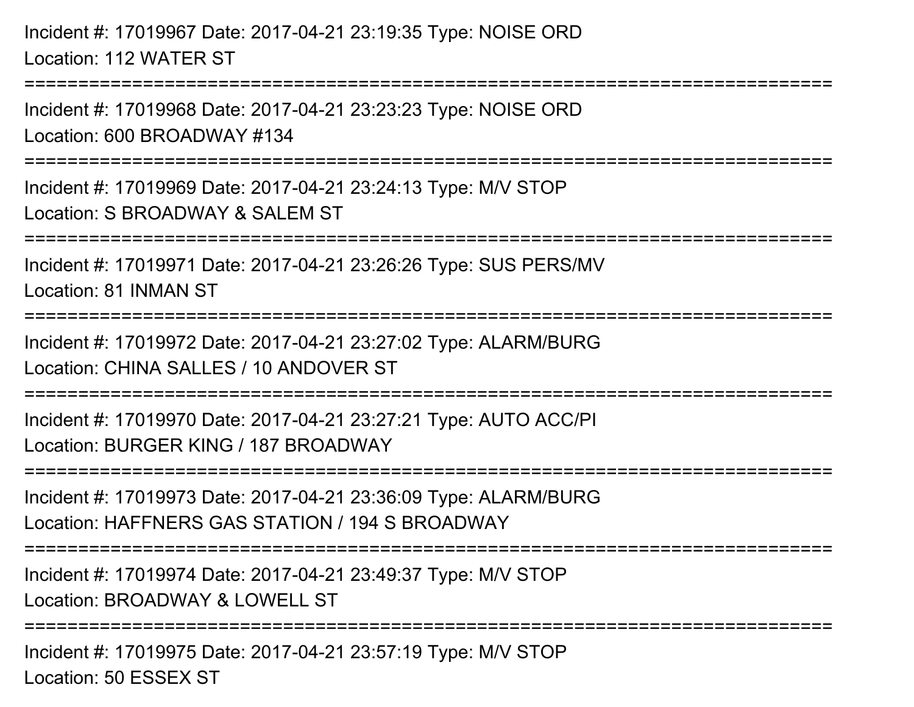Incident #: 17019967 Date: 2017-04-21 23:19:35 Type: NOISE ORD
Location: 112 WATER ST

===========================================================================

Incident #: 17019968 Date: 2017-04-21 23:23:23 Type: NOISE ORD
Location: 600 BROADWAY #134

===========================================================================

Incident #: 17019969 Date: 2017-04-21 23:24:13 Type: M/V STOP
Location: S BROADWAY & SALEM ST

===========================================================================

Incident #: 17019971 Date: 2017-04-21 23:26:26 Type: SUS PERS/MV
Location: 81 INMAN ST

===========================================================================

Incident #: 17019972 Date: 2017-04-21 23:27:02 Type: ALARM/BURG
Location: CHINA SALLES / 10 ANDOVER ST

===========================================================================

Incident #: 17019970 Date: 2017-04-21 23:27:21 Type: AUTO ACC/PI
Location: BURGER KING / 187 BROADWAY

===========================================================================

Incident #: 17019973 Date: 2017-04-21 23:36:09 Type: ALARM/BURG
Location: HAFFNERS GAS STATION / 194 S BROADWAY

===========================================================================

Incident #: 17019974 Date: 2017-04-21 23:49:37 Type: M/V STOP
Location: BROADWAY & LOWELL ST

===========================================================================

Incident #: 17019975 Date: 2017-04-21 23:57:19 Type: M/V STOP
Location: 50 ESSEX ST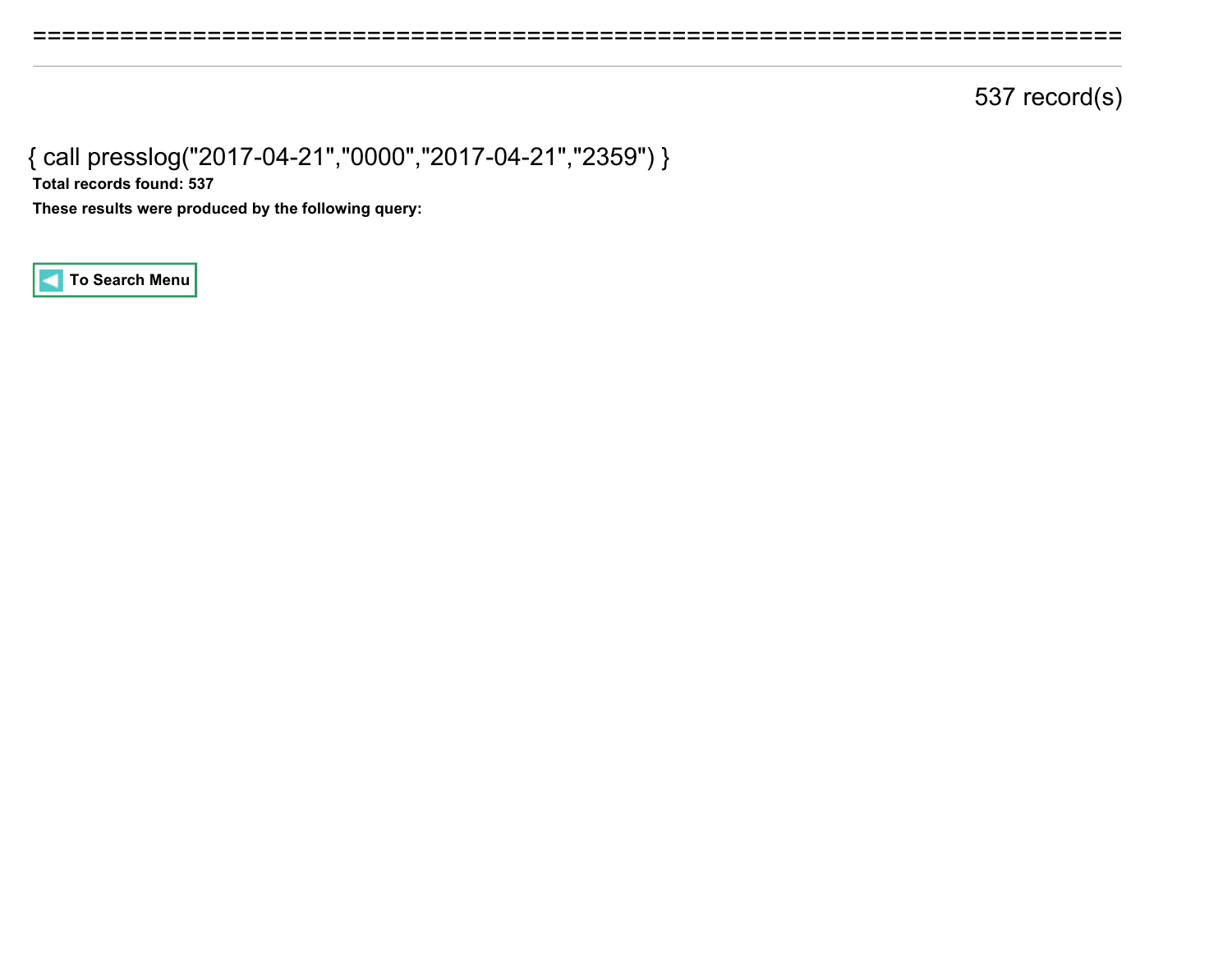==========================================================================

537 record(s)

{ call presslog("2017-04-21","0000","2017-04-21","2359") }

**Total records found: 537**

**These results were produced by the following query:**

**To Search Menu**